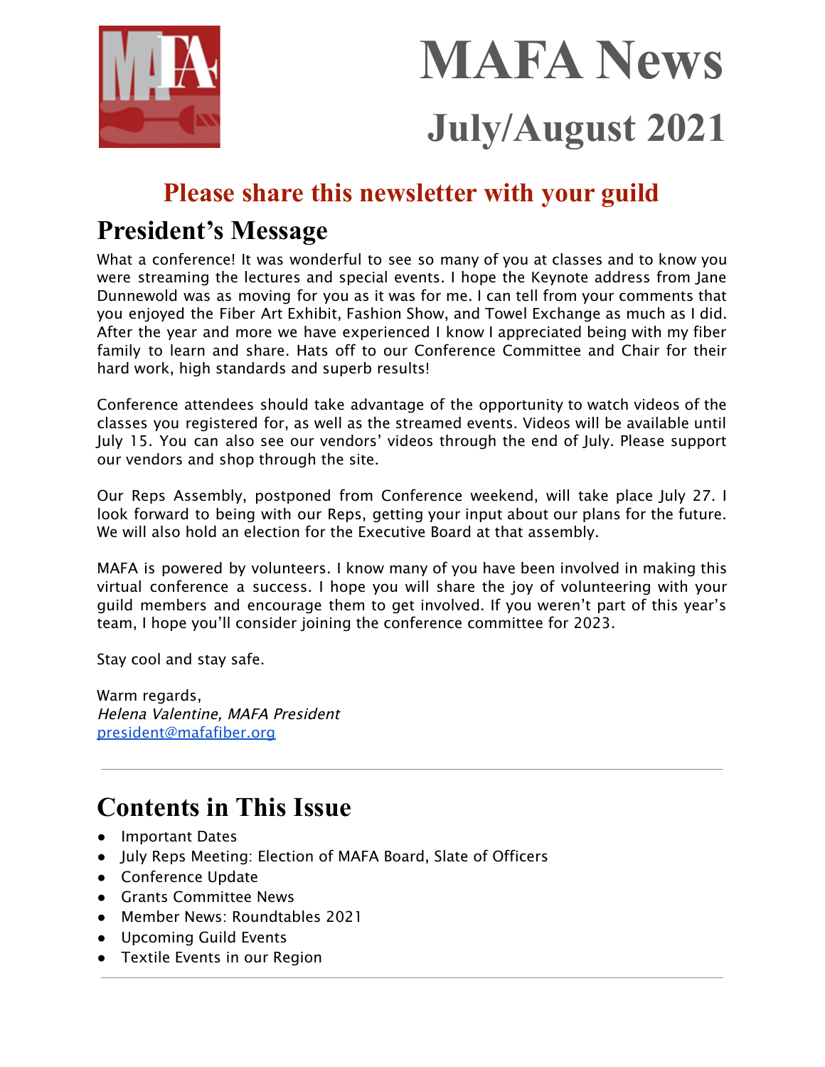# MAFA News

## July/August 2021

**Please share this newsletter with your guild**

## President's Message

What a conference! It was wonderful to see so many of you at classes and to know you were streaming the lectures and special events. I hope the Keynote address from Jane Dunnewold was as moving for you as it was for me. I can tell from your comments that you enjoyed the Fiber Art Exhibit, Fashion Show, and Towel Exchange as much as I did. After the year and more we have experienced I know I appreciated being with my fiber family to learn and share. Hats off to our Conference Committee and Chair for their hard work, high standards and superb results!

Conference attendees should take advantage of the opportunity to watch videos of the classes you registered for, as well as the streamed events. Videos will be available until July 15. You can also see our vendors' videos through the end of July. Please support our vendors and shop through the site.

Our Reps Assembly, postponed from Conference weekend, will take place July 27. I look forward to being with our Reps, getting your input about our plans for the future. We will also hold an election for the Executive Board at that assembly.

MAFA is powered by volunteers. I know many of you have been involved in making this virtual conference a success. I hope you will share the joy of volunteering with your guild members and encourage them to get involved. If you weren't part of this year's team, I hope you'll consider joining the conference committee for 2023.

Stay cool and stay safe.

Warm regards,
*Helena Valentine, MAFA President*
president@mafafiber.org

---

## Contents in This Issue

- Important Dates
- July Reps Meeting: Election of MAFA Board, Slate of Officers
- Conference Update
- Grants Committee News
- Member News: Roundtables 2021
- Upcoming Guild Events
- Textile Events in our Region

---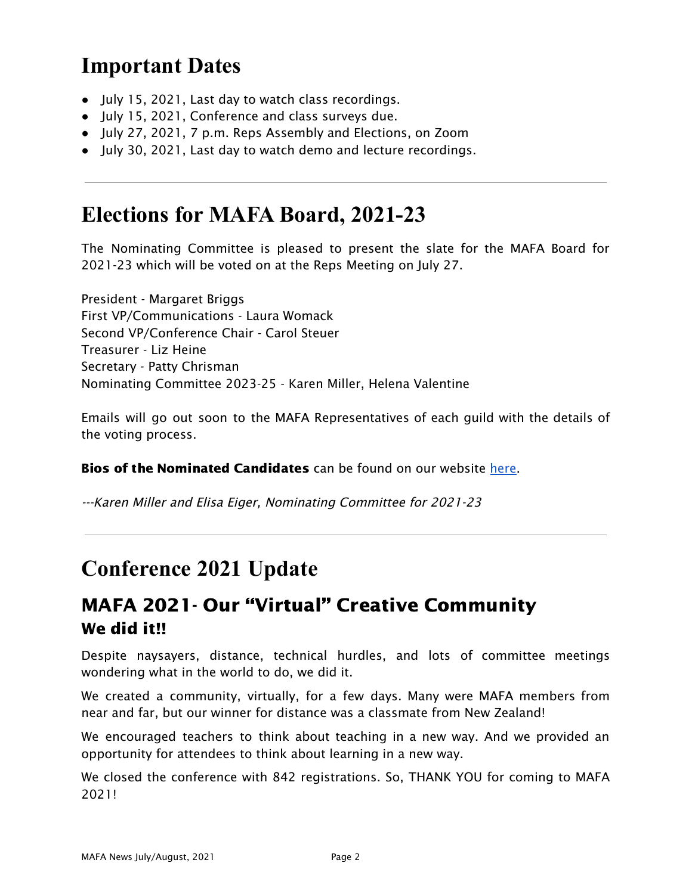# Important Dates

- July 15, 2021, Last day to watch class recordings.
- July 15, 2021, Conference and class surveys due.
- July 27, 2021, 7 p.m. Reps Assembly and Elections, on Zoom
- July 30, 2021, Last day to watch demo and lecture recordings.

---

# Elections for MAFA Board, 2021-23

The Nominating Committee is pleased to present the slate for the MAFA Board for 2021-23 which will be voted on at the Reps Meeting on July 27.

President - Margaret Briggs
First VP/Communications - Laura Womack
Second VP/Conference Chair - Carol Steuer
Treasurer - Liz Heine
Secretary - Patty Chrisman
Nominating Committee 2023-25 - Karen Miller, Helena Valentine

Emails will go out soon to the MAFA Representatives of each guild with the details of the voting process.

**Bios of the Nominated Candidates** can be found on our website [here].

*---Karen Miller and Elisa Eiger, Nominating Committee for 2021-23*

---

# Conference 2021 Update

## MAFA 2021- Our "Virtual" Creative Community

### We did it!!

Despite naysayers, distance, technical hurdles, and lots of committee meetings wondering what in the world to do, we did it.

We created a community, virtually, for a few days. Many were MAFA members from near and far, but our winner for distance was a classmate from New Zealand!

We encouraged teachers to think about teaching in a new way. And we provided an opportunity for attendees to think about learning in a new way.

We closed the conference with 842 registrations. So, THANK YOU for coming to MAFA 2021!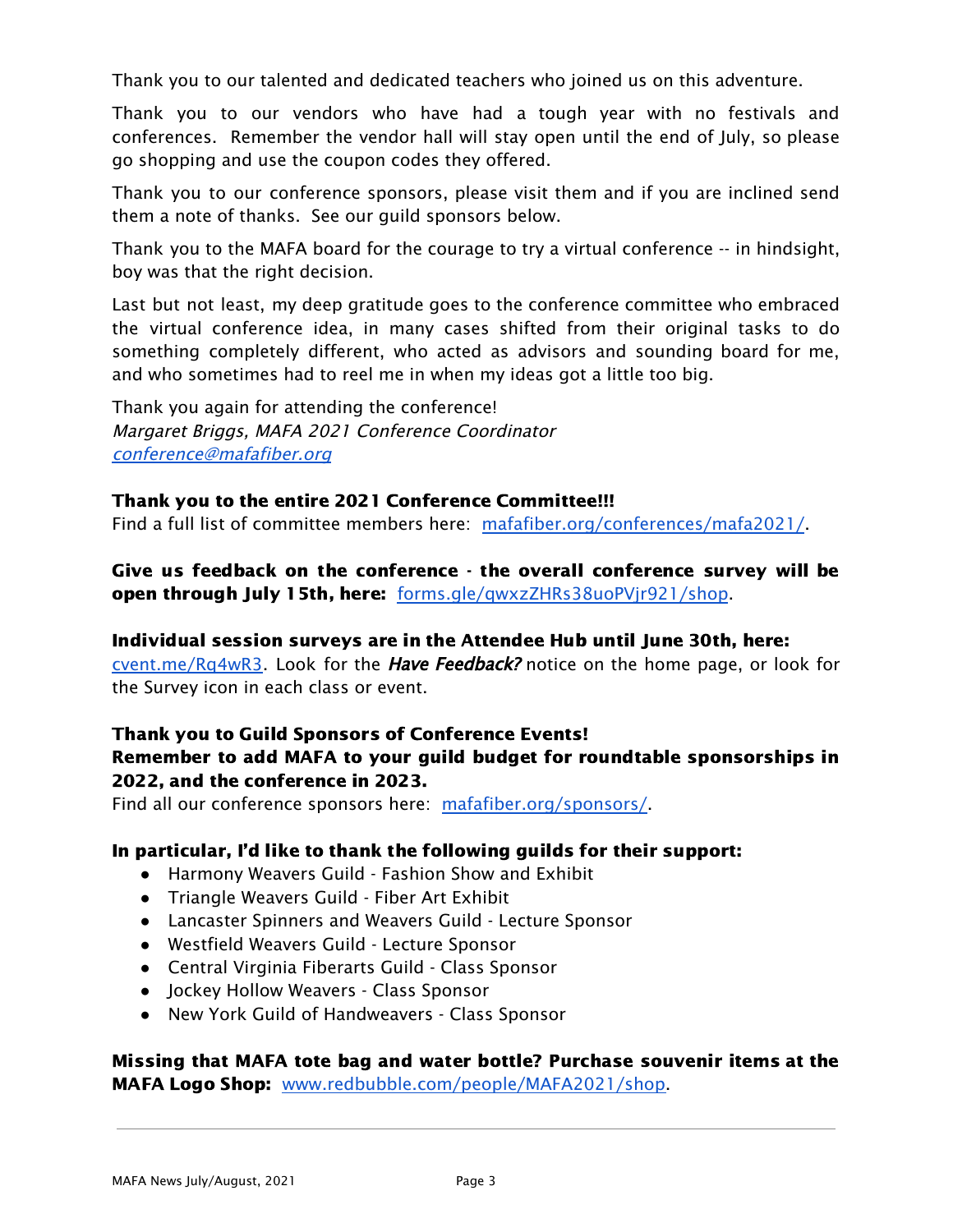Thank you to our talented and dedicated teachers who joined us on this adventure.

Thank you to our vendors who have had a tough year with no festivals and conferences. Remember the vendor hall will stay open until the end of July, so please go shopping and use the coupon codes they offered.

Thank you to our conference sponsors, please visit them and if you are inclined send them a note of thanks. See our guild sponsors below.

Thank you to the MAFA board for the courage to try a virtual conference -- in hindsight, boy was that the right decision.

Last but not least, my deep gratitude goes to the conference committee who embraced the virtual conference idea, in many cases shifted from their original tasks to do something completely different, who acted as advisors and sounding board for me, and who sometimes had to reel me in when my ideas got a little too big.

Thank you again for attending the conference!
*Margaret Briggs, MAFA 2021 Conference Coordinator*
*conference@mafafiber.org*

**Thank you to the entire 2021 Conference Committee!!!**
Find a full list of committee members here: mafafiber.org/conferences/mafa2021/.

**Give us feedback on the conference - the overall conference survey will be open through July 15th, here:** forms.gle/qwxzZHRs38uoPVjr921/shop.

**Individual session surveys are in the Attendee Hub until June 30th, here:**
cvent.me/Rq4wR3. Look for the ***Have Feedback?*** notice on the home page, or look for the Survey icon in each class or event.

**Thank you to Guild Sponsors of Conference Events!**
**Remember to add MAFA to your guild budget for roundtable sponsorships in 2022, and the conference in 2023.**
Find all our conference sponsors here: mafafiber.org/sponsors/.

**In particular, I'd like to thank the following guilds for their support:**

- Harmony Weavers Guild - Fashion Show and Exhibit
- Triangle Weavers Guild - Fiber Art Exhibit
- Lancaster Spinners and Weavers Guild - Lecture Sponsor
- Westfield Weavers Guild - Lecture Sponsor
- Central Virginia Fiberarts Guild - Class Sponsor
- Jockey Hollow Weavers - Class Sponsor
- New York Guild of Handweavers - Class Sponsor

**Missing that MAFA tote bag and water bottle? Purchase souvenir items at the MAFA Logo Shop:** www.redbubble.com/people/MAFA2021/shop.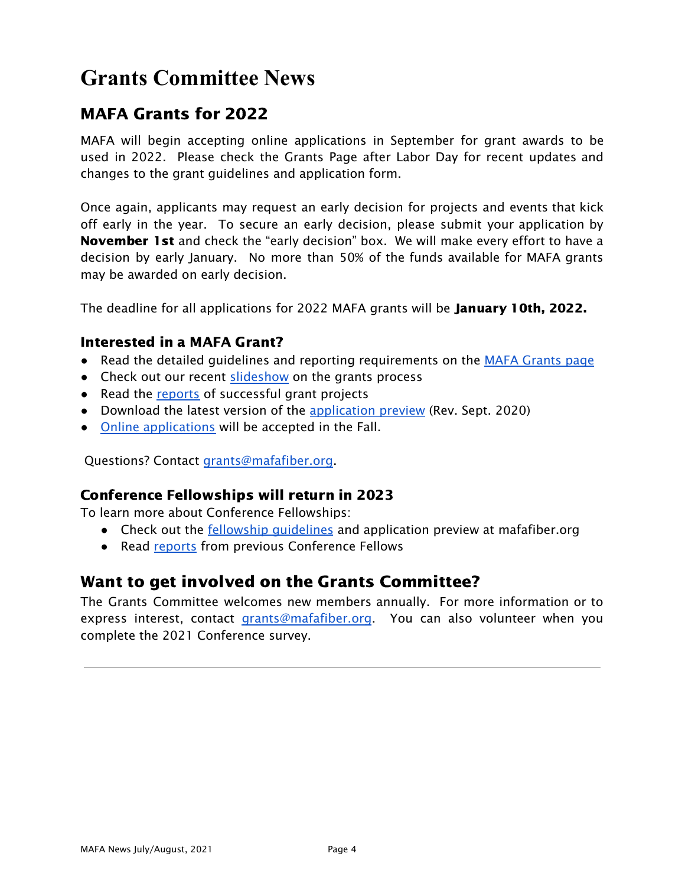# Grants Committee News

## MAFA Grants for 2022

MAFA will begin accepting online applications in September for grant awards to be used in 2022. Please check the Grants Page after Labor Day for recent updates and changes to the grant guidelines and application form.

Once again, applicants may request an early decision for projects and events that kick off early in the year. To secure an early decision, please submit your application by **November 1st** and check the "early decision" box. We will make every effort to have a decision by early January. No more than 50% of the funds available for MAFA grants may be awarded on early decision.

The deadline for all applications for 2022 MAFA grants will be **January 10th, 2022.**

### Interested in a MAFA Grant?

- Read the detailed guidelines and reporting requirements on the MAFA Grants page
- Check out our recent slideshow on the grants process
- Read the reports of successful grant projects
- Download the latest version of the application preview (Rev. Sept. 2020)
- Online applications will be accepted in the Fall.

Questions? Contact grants@mafafiber.org.

### Conference Fellowships will return in 2023

To learn more about Conference Fellowships:

- Check out the fellowship guidelines and application preview at mafafiber.org
- Read reports from previous Conference Fellows

## Want to get involved on the Grants Committee?

The Grants Committee welcomes new members annually. For more information or to express interest, contact grants@mafafiber.org. You can also volunteer when you complete the 2021 Conference survey.

---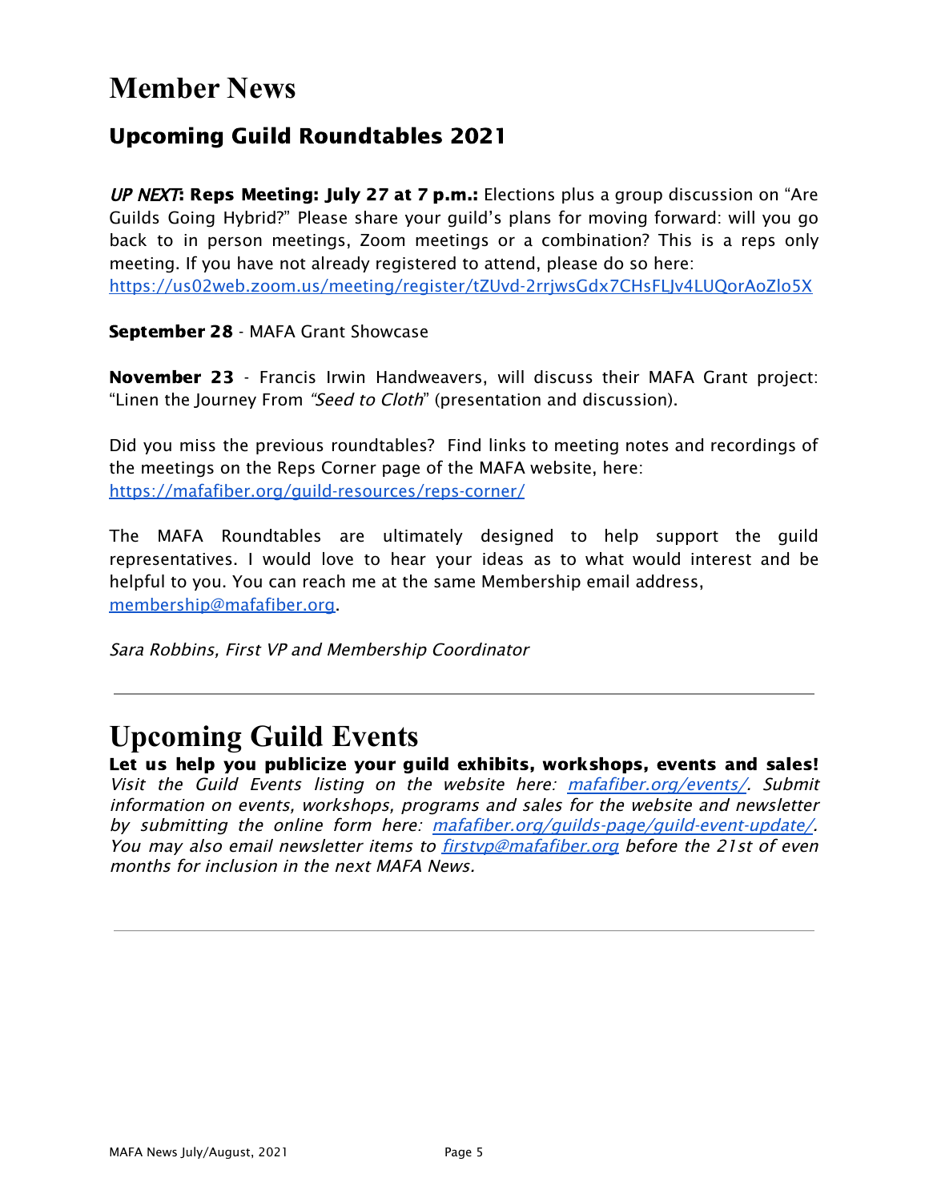# Member News

## Upcoming Guild Roundtables 2021

***UP NEXT*: Reps Meeting: July 27 at 7 p.m.:** Elections plus a group discussion on "Are Guilds Going Hybrid?" Please share your guild's plans for moving forward: will you go back to in person meetings, Zoom meetings or a combination? This is a reps only meeting. If you have not already registered to attend, please do so here: https://us02web.zoom.us/meeting/register/tZUvd-2rrjwsGdx7CHsFLJv4LUQorAoZlo5X

**September 28** - MAFA Grant Showcase

**November 23** - Francis Irwin Handweavers, will discuss their MAFA Grant project: "Linen the Journey From *"Seed to Cloth*" (presentation and discussion).

Did you miss the previous roundtables? Find links to meeting notes and recordings of the meetings on the Reps Corner page of the MAFA website, here: https://mafafiber.org/guild-resources/reps-corner/

The MAFA Roundtables are ultimately designed to help support the guild representatives. I would love to hear your ideas as to what would interest and be helpful to you. You can reach me at the same Membership email address, membership@mafafiber.org.

*Sara Robbins, First VP and Membership Coordinator*

---

# Upcoming Guild Events

**Let us help you publicize your guild exhibits, workshops, events and sales!** *Visit the Guild Events listing on the website here: mafafiber.org/events/. Submit information on events, workshops, programs and sales for the website and newsletter by submitting the online form here: mafafiber.org/guilds-page/guild-event-update/. You may also email newsletter items to firstvp@mafafiber.org before the 21st of even months for inclusion in the next MAFA News.*

---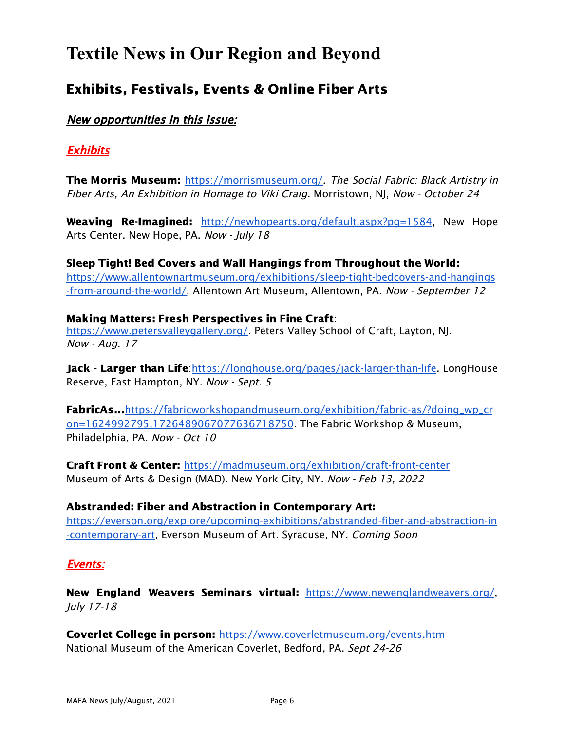# Textile News in Our Region and Beyond

## Exhibits, Festivals, Events & Online Fiber Arts

***New opportunities in this issue:***

### ***Exhibits***

**The Morris Museum:** https://morrismuseum.org/. *The Social Fabric: Black Artistry in Fiber Arts, An Exhibition in Homage to Viki Craig.* Morristown, NJ, *Now - October 24*

**Weaving Re-Imagined:** http://newhopearts.org/default.aspx?pg=1584, New Hope Arts Center. New Hope, PA. *Now - July 18*

**Sleep Tight! Bed Covers and Wall Hangings from Throughout the World:** https://www.allentownartmuseum.org/exhibitions/sleep-tight-bedcovers-and-hangings-from-around-the-world/, Allentown Art Museum, Allentown, PA. *Now - September 12*

**Making Matters: Fresh Perspectives in Fine Craft**: https://www.petersvalleygallery.org/. Peters Valley School of Craft, Layton, NJ. *Now - Aug. 17*

**Jack - Larger than Life**:https://longhouse.org/pages/jack-larger-than-life. LongHouse Reserve, East Hampton, NY. *Now - Sept. 5*

**FabricAs…**https://fabricworkshopandmuseum.org/exhibition/fabric-as/?doing_wp_cron=1624992795.1726489067077636718750. The Fabric Workshop & Museum, Philadelphia, PA. *Now - Oct 10*

**Craft Front & Center:** https://madmuseum.org/exhibition/craft-front-center Museum of Arts & Design (MAD). New York City, NY. *Now - Feb 13, 2022*

**Abstranded: Fiber and Abstraction in Contemporary Art:** https://everson.org/explore/upcoming-exhibitions/abstranded-fiber-and-abstraction-in-contemporary-art, Everson Museum of Art. Syracuse, NY. *Coming Soon*

### ***Events:***

**New England Weavers Seminars virtual:** https://www.newenglandweavers.org/, *July 17-18*

**Coverlet College in person:** https://www.coverletmuseum.org/events.htm National Museum of the American Coverlet, Bedford, PA. *Sept 24-26*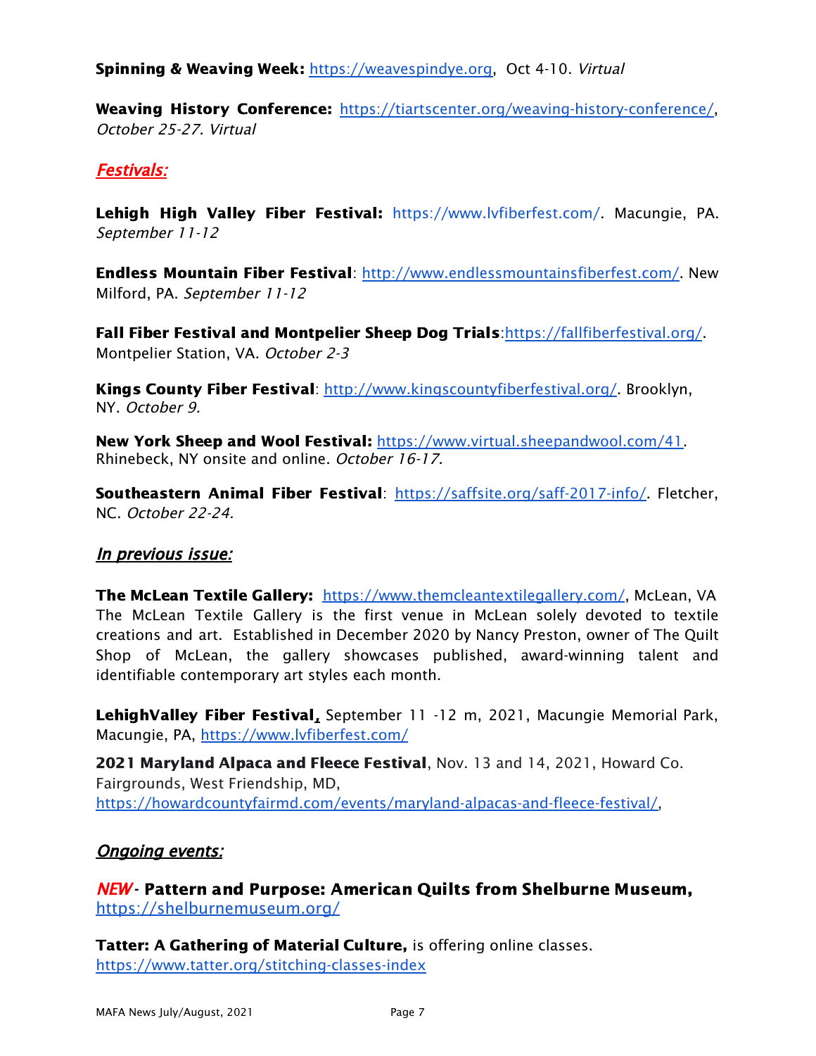**Spinning & Weaving Week:** https://weavespindye.org, Oct 4-10. *Virtual*

**Weaving History Conference:** https://tiartscenter.org/weaving-history-conference/, *October 25-27. Virtual*

## *Festivals:*

**Lehigh High Valley Fiber Festival:** https://www.lvfiberfest.com/. Macungie, PA. *September 11-12*

**Endless Mountain Fiber Festival**: http://www.endlessmountainsfiberfest.com/. New Milford, PA. *September 11-12*

**Fall Fiber Festival and Montpelier Sheep Dog Trials**:https://fallfiberfestival.org/. Montpelier Station, VA*. October 2-3*

**Kings County Fiber Festival**: http://www.kingscountyfiberfestival.org/. Brooklyn, NY. *October 9.*

**New York Sheep and Wool Festival:** https://www.virtual.sheepandwool.com/41. Rhinebeck, NY onsite and online. *October 16-17.*

**Southeastern Animal Fiber Festival**: https://saffsite.org/saff-2017-info/. Fletcher, NC. *October 22-24.*

## *In previous issue:*

**The McLean Textile Gallery:** https://www.themcleantextilegallery.com/, McLean, VA
The McLean Textile Gallery is the first venue in McLean solely devoted to textile creations and art. Established in December 2020 by Nancy Preston, owner of The Quilt Shop of McLean, the gallery showcases published, award-winning talent and identifiable contemporary art styles each month.

**LehighValley Fiber Festival,** September 11 -12 m, 2021, Macungie Memorial Park, Macungie, PA, https://www.lvfiberfest.com/

**2021 Maryland Alpaca and Fleece Festival**, Nov. 13 and 14, 2021, Howard Co. Fairgrounds, West Friendship, MD, https://howardcountyfairmd.com/events/maryland-alpacas-and-fleece-festival/,

## *Ongoing events:*

***NEW* - Pattern and Purpose: American Quilts from Shelburne Museum,** https://shelburnemuseum.org/

**Tatter: A Gathering of Material Culture,** is offering online classes. https://www.tatter.org/stitching-classes-index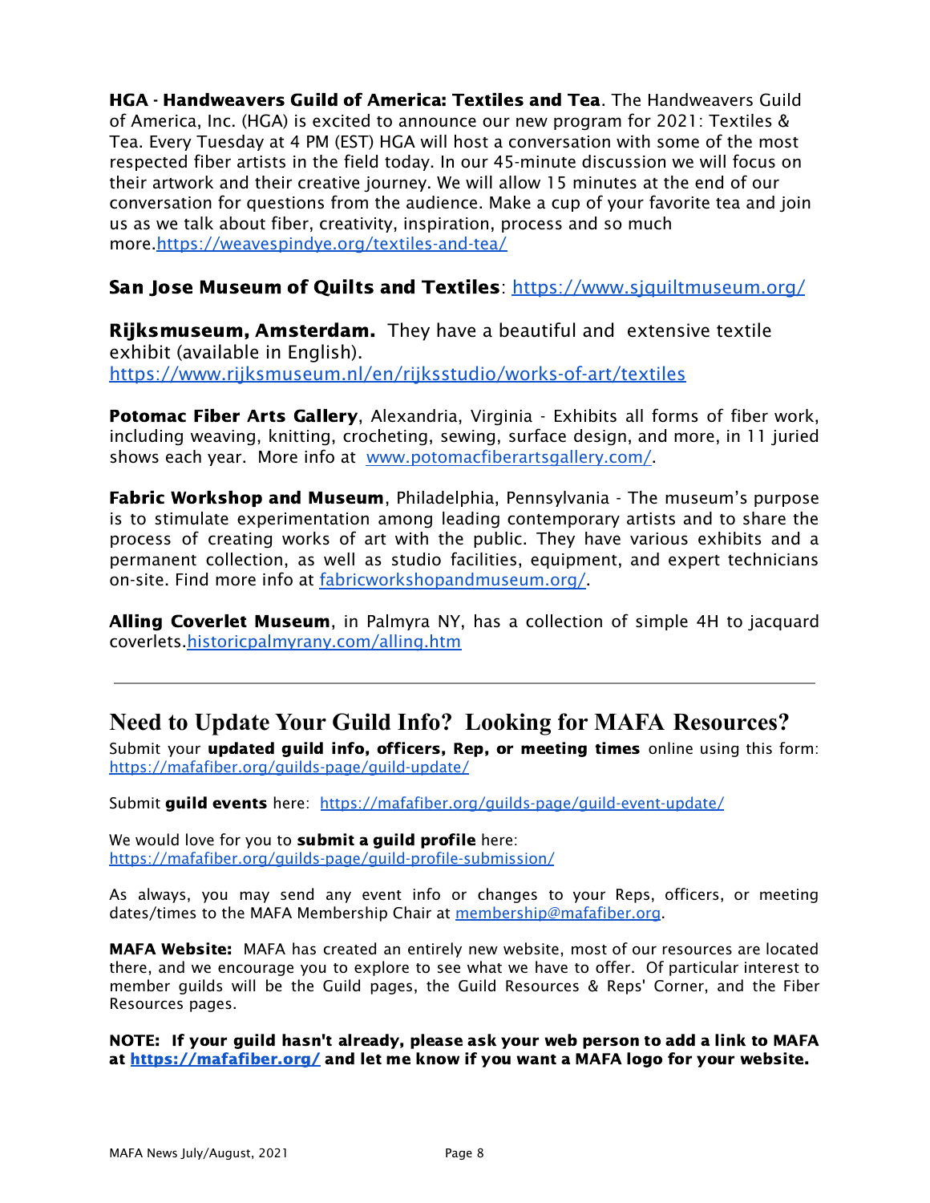**HGA - Handweavers Guild of America: Textiles and Tea**. The Handweavers Guild of America, Inc. (HGA) is excited to announce our new program for 2021: Textiles & Tea. Every Tuesday at 4 PM (EST) HGA will host a conversation with some of the most respected fiber artists in the field today. In our 45-minute discussion we will focus on their artwork and their creative journey. We will allow 15 minutes at the end of our conversation for questions from the audience. Make a cup of your favorite tea and join us as we talk about fiber, creativity, inspiration, process and so much more.https://weavespindye.org/textiles-and-tea/

**San Jose Museum of Quilts and Textiles**: https://www.sjquiltmuseum.org/

**Rijksmuseum, Amsterdam.** They have a beautiful and extensive textile exhibit (available in English). https://www.rijksmuseum.nl/en/rijksstudio/works-of-art/textiles

**Potomac Fiber Arts Gallery**, Alexandria, Virginia - Exhibits all forms of fiber work, including weaving, knitting, crocheting, sewing, surface design, and more, in 11 juried shows each year. More info at www.potomacfiberartsgallery.com/.

**Fabric Workshop and Museum**, Philadelphia, Pennsylvania - The museum's purpose is to stimulate experimentation among leading contemporary artists and to share the process of creating works of art with the public. They have various exhibits and a permanent collection, as well as studio facilities, equipment, and expert technicians on-site. Find more info at fabricworkshopandmuseum.org/.

**Alling Coverlet Museum**, in Palmyra NY, has a collection of simple 4H to jacquard coverlets.historicpalmyrany.com/alling.htm

---

## Need to Update Your Guild Info? Looking for MAFA Resources?

Submit your **updated guild info, officers, Rep, or meeting times** online using this form: https://mafafiber.org/guilds-page/guild-update/

Submit **guild events** here: https://mafafiber.org/guilds-page/guild-event-update/

We would love for you to **submit a guild profile** here: https://mafafiber.org/guilds-page/guild-profile-submission/

As always, you may send any event info or changes to your Reps, officers, or meeting dates/times to the MAFA Membership Chair at membership@mafafiber.org.

**MAFA Website:** MAFA has created an entirely new website, most of our resources are located there, and we encourage you to explore to see what we have to offer. Of particular interest to member guilds will be the Guild pages, the Guild Resources & Reps' Corner, and the Fiber Resources pages.

**NOTE: If your guild hasn't already, please ask your web person to add a link to MAFA at https://mafafiber.org/ and let me know if you want a MAFA logo for your website.**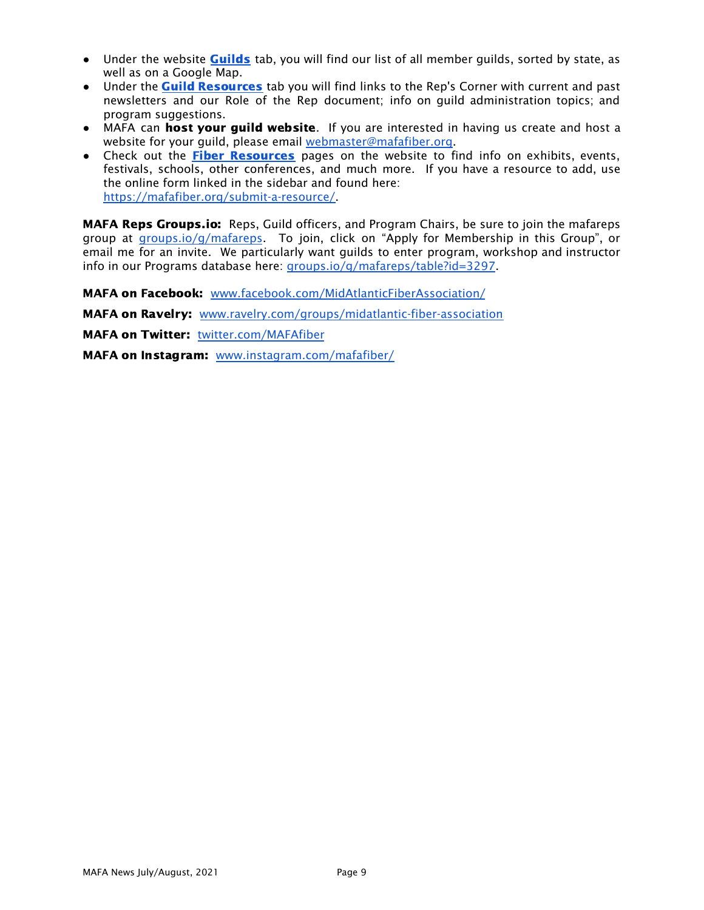- Under the website **Guilds** tab, you will find our list of all member guilds, sorted by state, as well as on a Google Map.
- Under the **Guild Resources** tab you will find links to the Rep's Corner with current and past newsletters and our Role of the Rep document; info on guild administration topics; and program suggestions.
- MAFA can **host your guild website**. If you are interested in having us create and host a website for your guild, please email webmaster@mafafiber.org.
- Check out the **Fiber Resources** pages on the website to find info on exhibits, events, festivals, schools, other conferences, and much more. If you have a resource to add, use the online form linked in the sidebar and found here: https://mafafiber.org/submit-a-resource/.

**MAFA Reps Groups.io:** Reps, Guild officers, and Program Chairs, be sure to join the mafareps group at groups.io/g/mafareps. To join, click on "Apply for Membership in this Group", or email me for an invite. We particularly want guilds to enter program, workshop and instructor info in our Programs database here: groups.io/g/mafareps/table?id=3297.

**MAFA on Facebook:** www.facebook.com/MidAtlanticFiberAssociation/

**MAFA on Ravelry:** www.ravelry.com/groups/midatlantic-fiber-association

**MAFA on Twitter:** twitter.com/MAFAfiber

**MAFA on Instagram:** www.instagram.com/mafafiber/